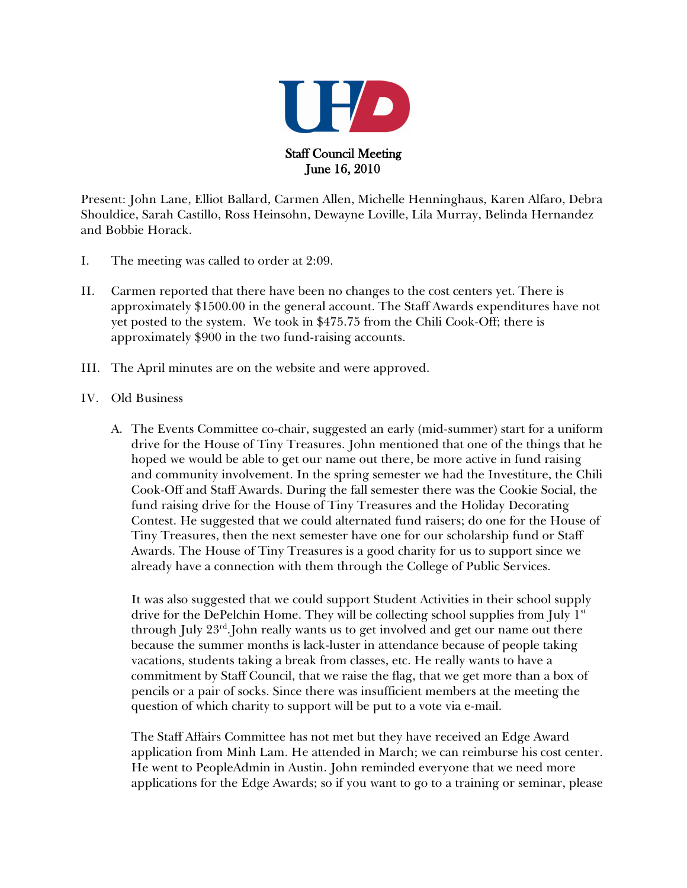# Staff Council Meeting
## June 16, 2010

Present: John Lane, Elliot Ballard, Carmen Allen, Michelle Henninghaus, Karen Alfaro, Debra Shouldice, Sarah Castillo, Ross Heinsohn, Dewayne Loville, Lila Murray, Belinda Hernandez and Bobbie Horack.

I. The meeting was called to order at 2:09.

II. Carmen reported that there have been no changes to the cost centers yet. There is approximately $1500.00 in the general account. The Staff Awards expenditures have not yet posted to the system. We took in $475.75 from the Chili Cook-Off; there is approximately $900 in the two fund-raising accounts.

III. The April minutes are on the website and were approved.

IV. Old Business

   A. The Events Committee co-chair, suggested an early (mid-summer) start for a uniform drive for the House of Tiny Treasures. John mentioned that one of the things that he hoped we would be able to get our name out there, be more active in fund raising and community involvement. In the spring semester we had the Investiture, the Chili Cook-Off and Staff Awards. During the fall semester there was the Cookie Social, the fund raising drive for the House of Tiny Treasures and the Holiday Decorating Contest. He suggested that we could alternated fund raisers; do one for the House of Tiny Treasures, then the next semester have one for our scholarship fund or Staff Awards. The House of Tiny Treasures is a good charity for us to support since we already have a connection with them through the College of Public Services.

   It was also suggested that we could support Student Activities in their school supply drive for the DePelchin Home. They will be collecting school supplies from July 1st through July 23rd.John really wants us to get involved and get our name out there because the summer months is lack-luster in attendance because of people taking vacations, students taking a break from classes, etc. He really wants to have a commitment by Staff Council, that we raise the flag, that we get more than a box of pencils or a pair of socks. Since there was insufficient members at the meeting the question of which charity to support will be put to a vote via e-mail.

   The Staff Affairs Committee has not met but they have received an Edge Award application from Minh Lam. He attended in March; we can reimburse his cost center. He went to PeopleAdmin in Austin. John reminded everyone that we need more applications for the Edge Awards; so if you want to go to a training or seminar, please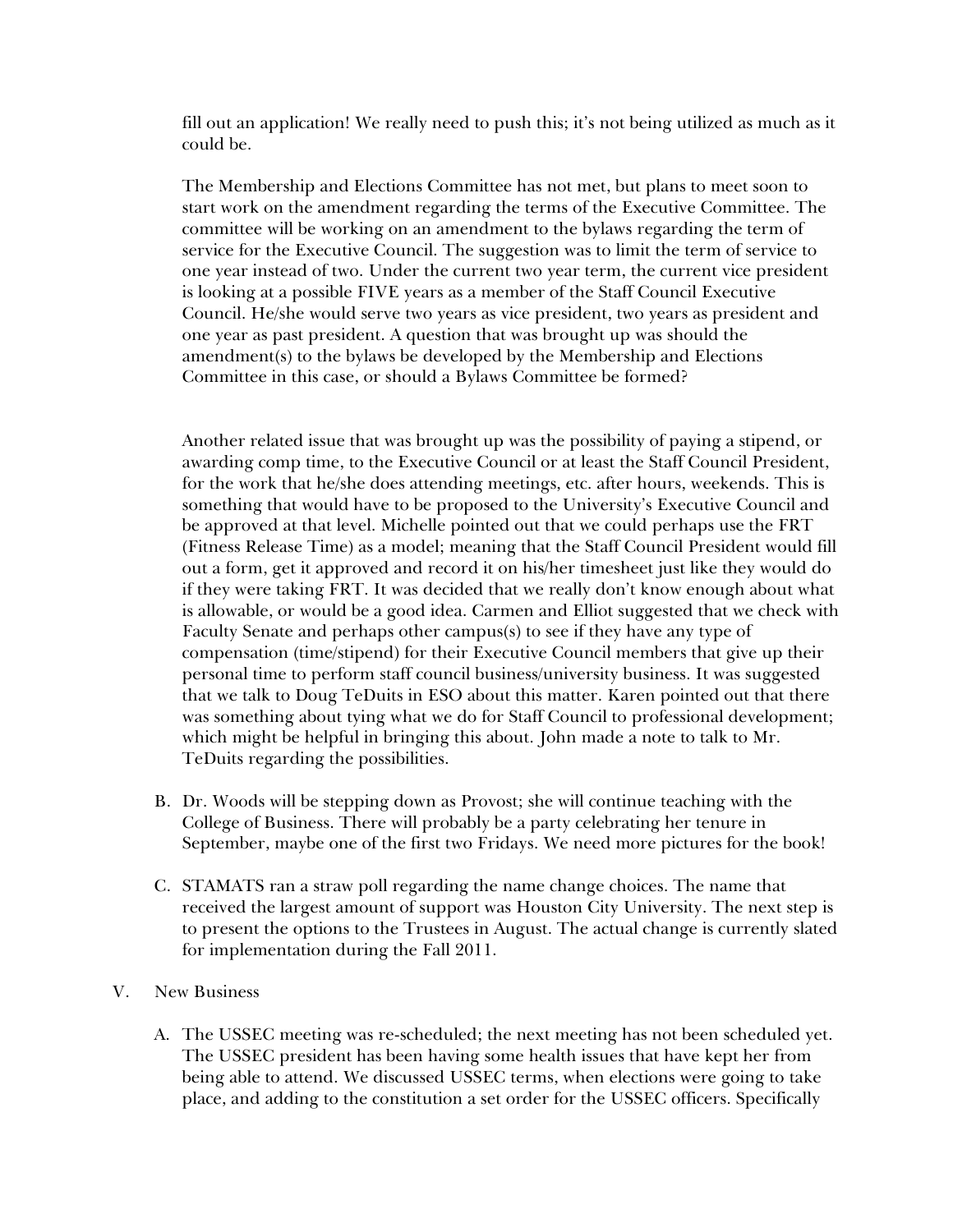fill out an application! We really need to push this; it's not being utilized as much as it could be.

The Membership and Elections Committee has not met, but plans to meet soon to start work on the amendment regarding the terms of the Executive Committee. The committee will be working on an amendment to the bylaws regarding the term of service for the Executive Council. The suggestion was to limit the term of service to one year instead of two. Under the current two year term, the current vice president is looking at a possible FIVE years as a member of the Staff Council Executive Council. He/she would serve two years as vice president, two years as president and one year as past president. A question that was brought up was should the amendment(s) to the bylaws be developed by the Membership and Elections Committee in this case, or should a Bylaws Committee be formed?

Another related issue that was brought up was the possibility of paying a stipend, or awarding comp time, to the Executive Council or at least the Staff Council President, for the work that he/she does attending meetings, etc. after hours, weekends. This is something that would have to be proposed to the University's Executive Council and be approved at that level. Michelle pointed out that we could perhaps use the FRT (Fitness Release Time) as a model; meaning that the Staff Council President would fill out a form, get it approved and record it on his/her timesheet just like they would do if they were taking FRT. It was decided that we really don't know enough about what is allowable, or would be a good idea. Carmen and Elliot suggested that we check with Faculty Senate and perhaps other campus(s) to see if they have any type of compensation (time/stipend) for their Executive Council members that give up their personal time to perform staff council business/university business. It was suggested that we talk to Doug TeDuits in ESO about this matter. Karen pointed out that there was something about tying what we do for Staff Council to professional development; which might be helpful in bringing this about. John made a note to talk to Mr. TeDuits regarding the possibilities.

B. Dr. Woods will be stepping down as Provost; she will continue teaching with the College of Business. There will probably be a party celebrating her tenure in September, maybe one of the first two Fridays. We need more pictures for the book!

C. STAMATS ran a straw poll regarding the name change choices. The name that received the largest amount of support was Houston City University. The next step is to present the options to the Trustees in August. The actual change is currently slated for implementation during the Fall 2011.

V. New Business

A. The USSEC meeting was re-scheduled; the next meeting has not been scheduled yet. The USSEC president has been having some health issues that have kept her from being able to attend. We discussed USSEC terms, when elections were going to take place, and adding to the constitution a set order for the USSEC officers. Specifically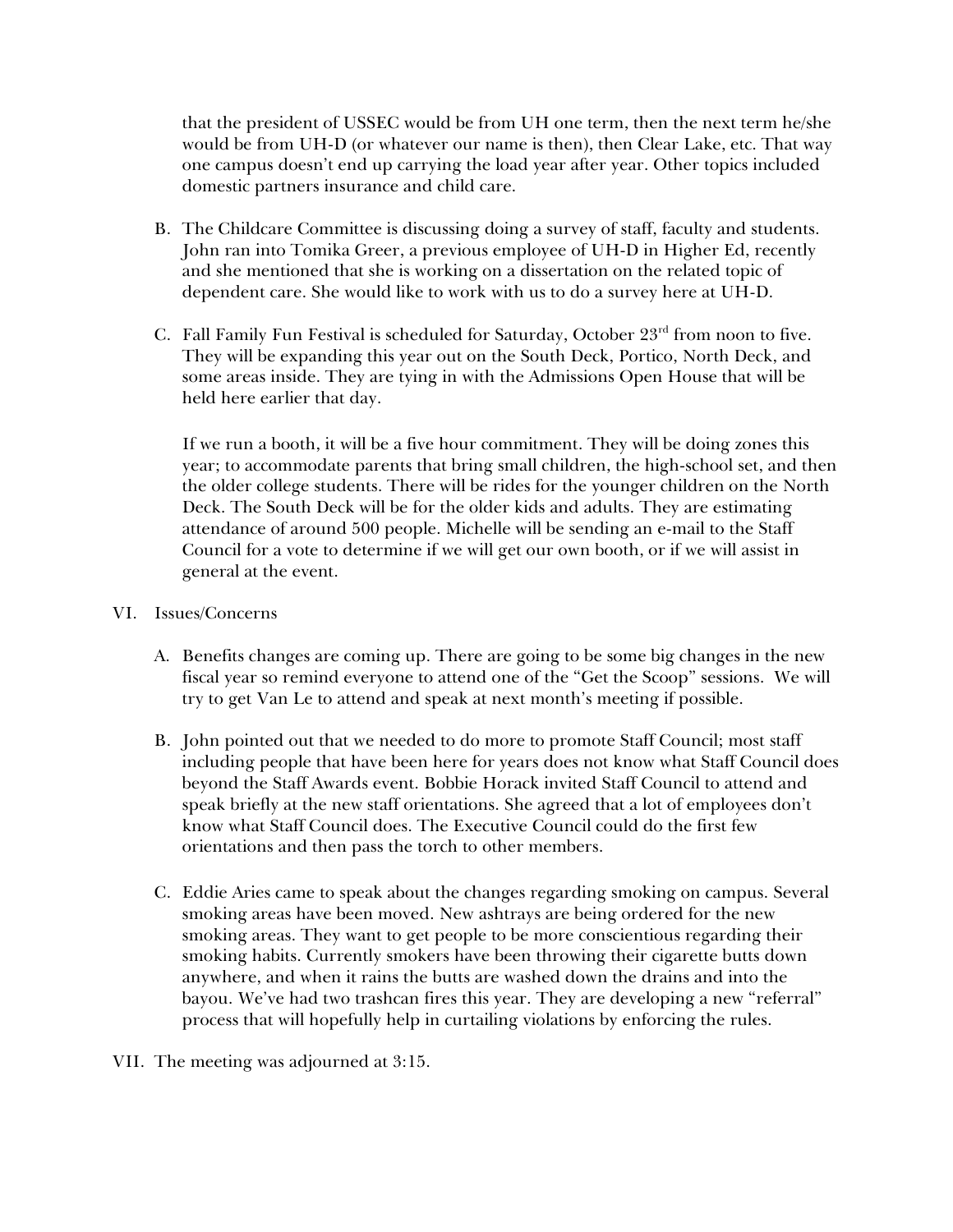that the president of USSEC would be from UH one term, then the next term he/she would be from UH-D (or whatever our name is then), then Clear Lake, etc. That way one campus doesn't end up carrying the load year after year. Other topics included domestic partners insurance and child care.

B. The Childcare Committee is discussing doing a survey of staff, faculty and students. John ran into Tomika Greer, a previous employee of UH-D in Higher Ed, recently and she mentioned that she is working on a dissertation on the related topic of dependent care. She would like to work with us to do a survey here at UH-D.

C. Fall Family Fun Festival is scheduled for Saturday, October 23rd from noon to five. They will be expanding this year out on the South Deck, Portico, North Deck, and some areas inside. They are tying in with the Admissions Open House that will be held here earlier that day.

If we run a booth, it will be a five hour commitment. They will be doing zones this year; to accommodate parents that bring small children, the high-school set, and then the older college students. There will be rides for the younger children on the North Deck. The South Deck will be for the older kids and adults. They are estimating attendance of around 500 people. Michelle will be sending an e-mail to the Staff Council for a vote to determine if we will get our own booth, or if we will assist in general at the event.

VI. Issues/Concerns

A. Benefits changes are coming up. There are going to be some big changes in the new fiscal year so remind everyone to attend one of the "Get the Scoop" sessions. We will try to get Van Le to attend and speak at next month's meeting if possible.

B. John pointed out that we needed to do more to promote Staff Council; most staff including people that have been here for years does not know what Staff Council does beyond the Staff Awards event. Bobbie Horack invited Staff Council to attend and speak briefly at the new staff orientations. She agreed that a lot of employees don't know what Staff Council does. The Executive Council could do the first few orientations and then pass the torch to other members.

C. Eddie Aries came to speak about the changes regarding smoking on campus. Several smoking areas have been moved. New ashtrays are being ordered for the new smoking areas. They want to get people to be more conscientious regarding their smoking habits. Currently smokers have been throwing their cigarette butts down anywhere, and when it rains the butts are washed down the drains and into the bayou. We've had two trashcan fires this year. They are developing a new "referral" process that will hopefully help in curtailing violations by enforcing the rules.

VII. The meeting was adjourned at 3:15.